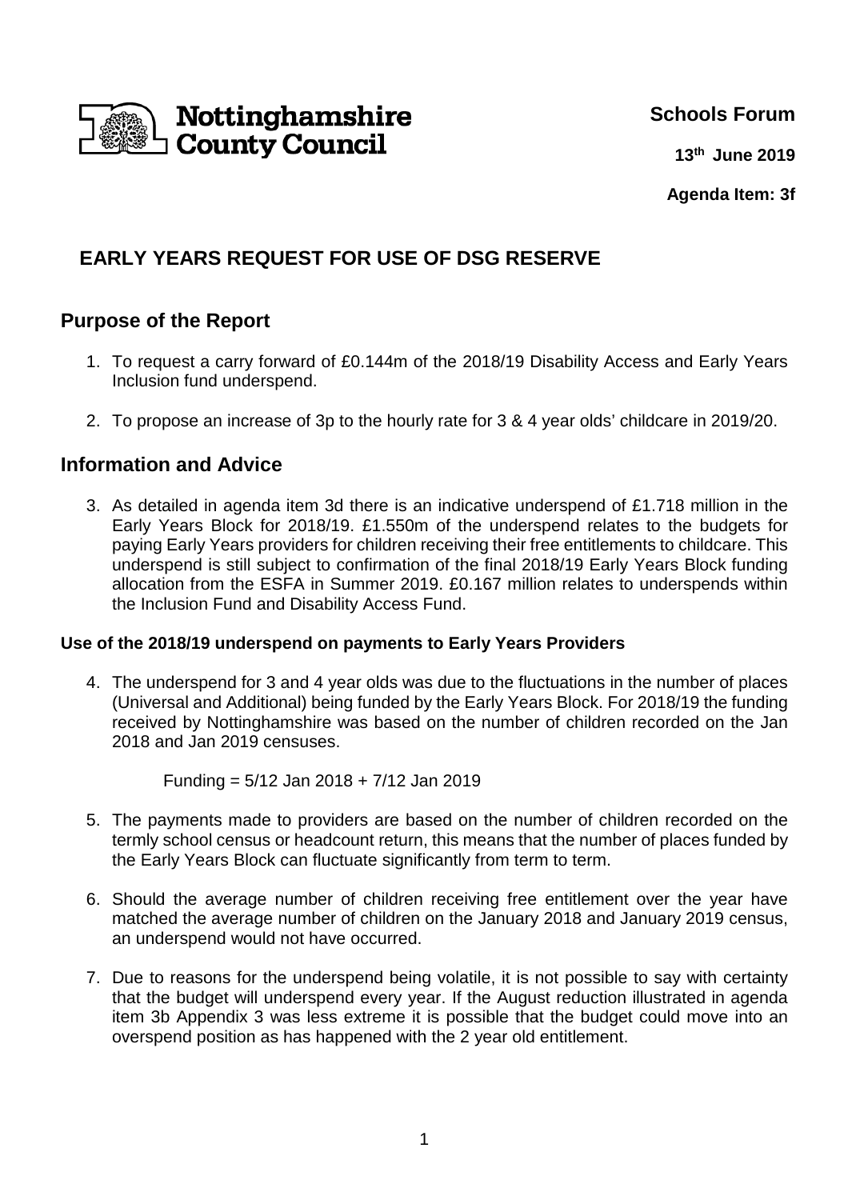Nottinghamshire County Council

**Schools Forum**

**13th June 2019**

**Agenda Item: 3f**

# EARLY YEARS REQUEST FOR USE OF DSG RESERVE

## Purpose of the Report

1. To request a carry forward of £0.144m of the 2018/19 Disability Access and Early Years Inclusion fund underspend.
2. To propose an increase of 3p to the hourly rate for 3 & 4 year olds' childcare in 2019/20.

## Information and Advice

3. As detailed in agenda item 3d there is an indicative underspend of £1.718 million in the Early Years Block for 2018/19. £1.550m of the underspend relates to the budgets for paying Early Years providers for children receiving their free entitlements to childcare. This underspend is still subject to confirmation of the final 2018/19 Early Years Block funding allocation from the ESFA in Summer 2019. £0.167 million relates to underspends within the Inclusion Fund and Disability Access Fund.

### Use of the 2018/19 underspend on payments to Early Years Providers

4. The underspend for 3 and 4 year olds was due to the fluctuations in the number of places (Universal and Additional) being funded by the Early Years Block. For 2018/19 the funding received by Nottinghamshire was based on the number of children recorded on the Jan 2018 and Jan 2019 censuses.

   Funding = 5/12 Jan 2018 + 7/12 Jan 2019

5. The payments made to providers are based on the number of children recorded on the termly school census or headcount return, this means that the number of places funded by the Early Years Block can fluctuate significantly from term to term.
6. Should the average number of children receiving free entitlement over the year have matched the average number of children on the January 2018 and January 2019 census, an underspend would not have occurred.
7. Due to reasons for the underspend being volatile, it is not possible to say with certainty that the budget will underspend every year. If the August reduction illustrated in agenda item 3b Appendix 3 was less extreme it is possible that the budget could move into an overspend position as has happened with the 2 year old entitlement.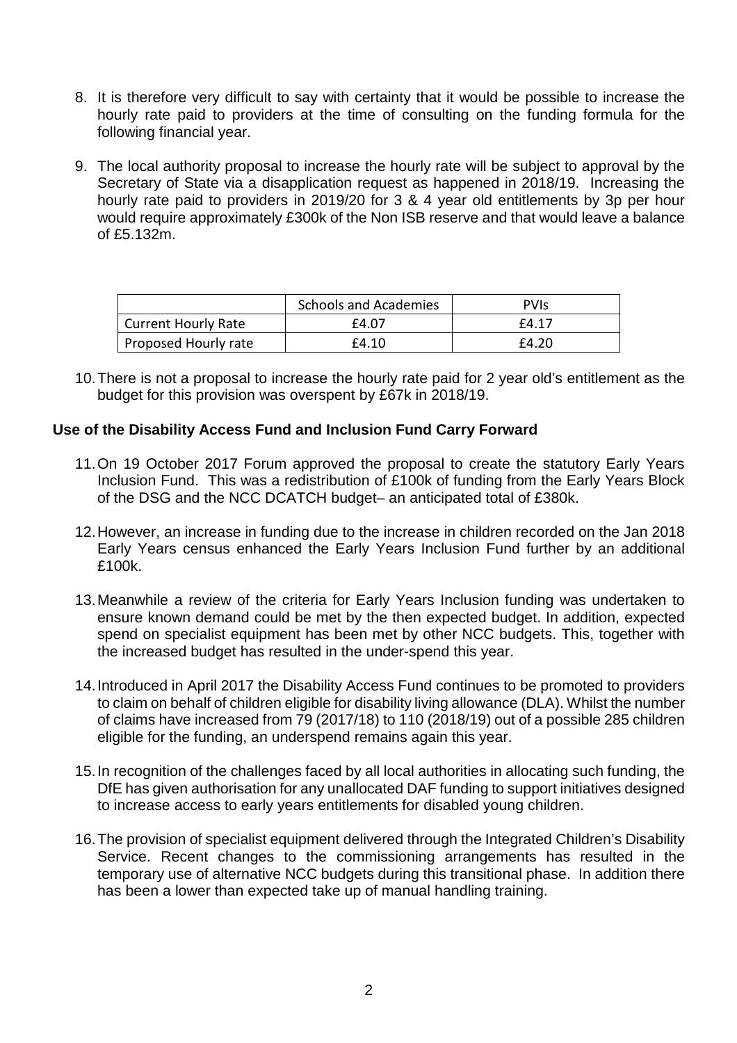8. It is therefore very difficult to say with certainty that it would be possible to increase the hourly rate paid to providers at the time of consulting on the funding formula for the following financial year.

9. The local authority proposal to increase the hourly rate will be subject to approval by the Secretary of State via a disapplication request as happened in 2018/19. Increasing the hourly rate paid to providers in 2019/20 for 3 & 4 year old entitlements by 3p per hour would require approximately £300k of the Non ISB reserve and that would leave a balance of £5.132m.

| | Schools and Academies | PVIs |
|---|---|---|
| Current Hourly Rate | £4.07 | £4.17 |
| Proposed Hourly rate | £4.10 | £4.20 |

10. There is not a proposal to increase the hourly rate paid for 2 year old's entitlement as the budget for this provision was overspent by £67k in 2018/19.

**Use of the Disability Access Fund and Inclusion Fund Carry Forward**

11. On 19 October 2017 Forum approved the proposal to create the statutory Early Years Inclusion Fund. This was a redistribution of £100k of funding from the Early Years Block of the DSG and the NCC DCATCH budget– an anticipated total of £380k.

12. However, an increase in funding due to the increase in children recorded on the Jan 2018 Early Years census enhanced the Early Years Inclusion Fund further by an additional £100k.

13. Meanwhile a review of the criteria for Early Years Inclusion funding was undertaken to ensure known demand could be met by the then expected budget. In addition, expected spend on specialist equipment has been met by other NCC budgets. This, together with the increased budget has resulted in the under-spend this year.

14. Introduced in April 2017 the Disability Access Fund continues to be promoted to providers to claim on behalf of children eligible for disability living allowance (DLA). Whilst the number of claims have increased from 79 (2017/18) to 110 (2018/19) out of a possible 285 children eligible for the funding, an underspend remains again this year.

15. In recognition of the challenges faced by all local authorities in allocating such funding, the DfE has given authorisation for any unallocated DAF funding to support initiatives designed to increase access to early years entitlements for disabled young children.

16. The provision of specialist equipment delivered through the Integrated Children's Disability Service. Recent changes to the commissioning arrangements has resulted in the temporary use of alternative NCC budgets during this transitional phase. In addition there has been a lower than expected take up of manual handling training.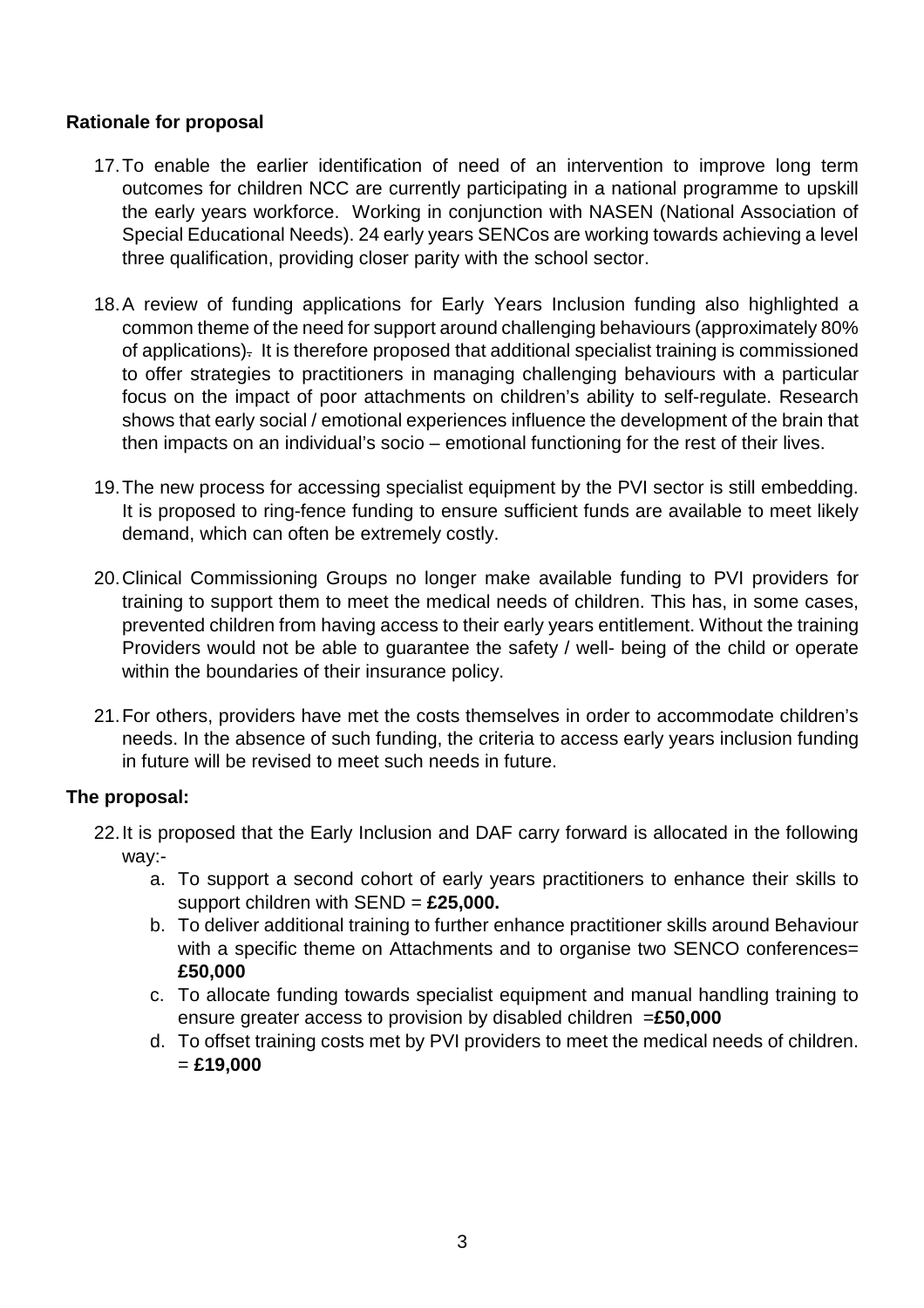**Rationale for proposal**

17. To enable the earlier identification of need of an intervention to improve long term outcomes for children NCC are currently participating in a national programme to upskill the early years workforce. Working in conjunction with NASEN (National Association of Special Educational Needs). 24 early years SENCos are working towards achieving a level three qualification, providing closer parity with the school sector.

18. A review of funding applications for Early Years Inclusion funding also highlighted a common theme of the need for support around challenging behaviours (approximately 80% of applications). It is therefore proposed that additional specialist training is commissioned to offer strategies to practitioners in managing challenging behaviours with a particular focus on the impact of poor attachments on children's ability to self-regulate. Research shows that early social / emotional experiences influence the development of the brain that then impacts on an individual's socio – emotional functioning for the rest of their lives.

19. The new process for accessing specialist equipment by the PVI sector is still embedding. It is proposed to ring-fence funding to ensure sufficient funds are available to meet likely demand, which can often be extremely costly.

20. Clinical Commissioning Groups no longer make available funding to PVI providers for training to support them to meet the medical needs of children. This has, in some cases, prevented children from having access to their early years entitlement. Without the training Providers would not be able to guarantee the safety / well- being of the child or operate within the boundaries of their insurance policy.

21. For others, providers have met the costs themselves in order to accommodate children's needs. In the absence of such funding, the criteria to access early years inclusion funding in future will be revised to meet such needs in future.

**The proposal:**

22. It is proposed that the Early Inclusion and DAF carry forward is allocated in the following way:-
    a. To support a second cohort of early years practitioners to enhance their skills to support children with SEND = **£25,000.**
    b. To deliver additional training to further enhance practitioner skills around Behaviour with a specific theme on Attachments and to organise two SENCO conferences= **£50,000**
    c. To allocate funding towards specialist equipment and manual handling training to ensure greater access to provision by disabled children =**£50,000**
    d. To offset training costs met by PVI providers to meet the medical needs of children. = **£19,000**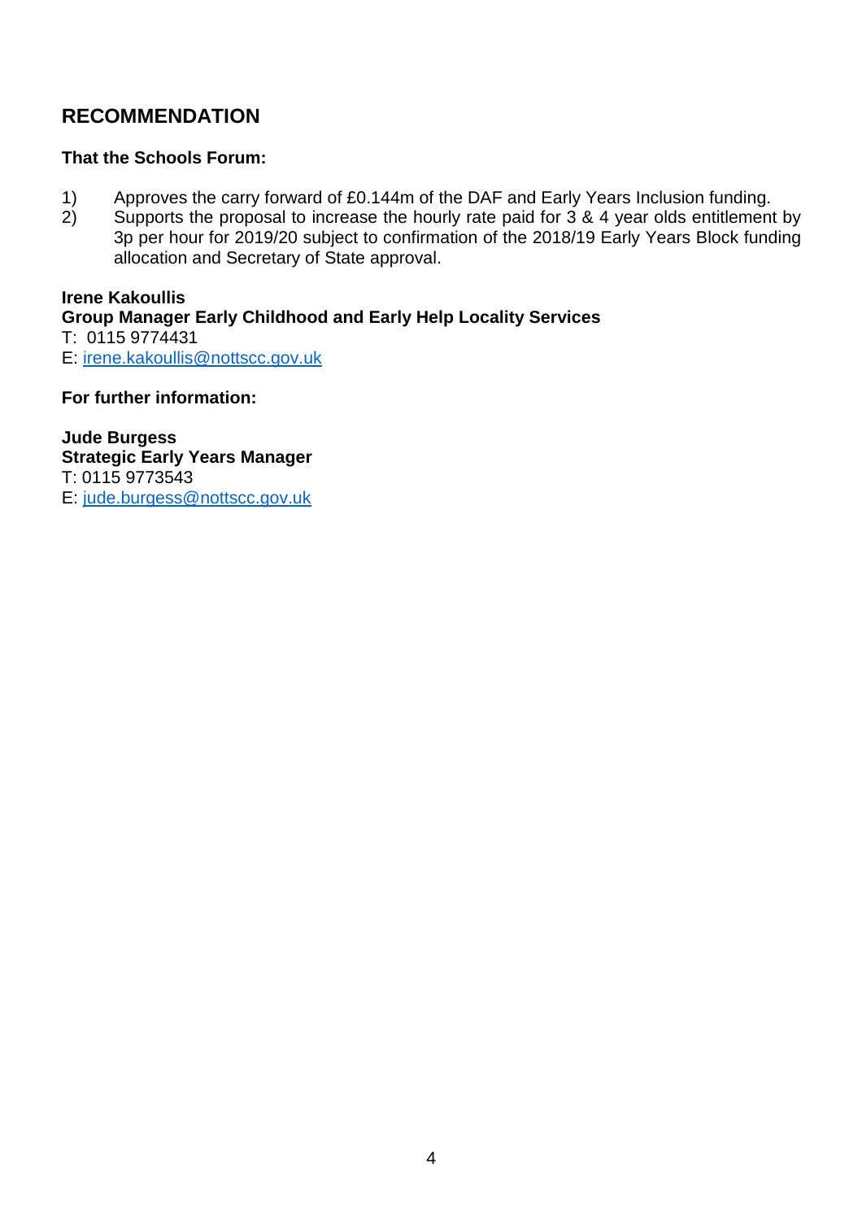## RECOMMENDATION

**That the Schools Forum:**

1) Approves the carry forward of £0.144m of the DAF and Early Years Inclusion funding.
2) Supports the proposal to increase the hourly rate paid for 3 & 4 year olds entitlement by 3p per hour for 2019/20 subject to confirmation of the 2018/19 Early Years Block funding allocation and Secretary of State approval.

**Irene Kakoullis**
**Group Manager Early Childhood and Early Help Locality Services**
T: 0115 9774431
E: irene.kakoullis@nottscc.gov.uk

**For further information:**

**Jude Burgess**
**Strategic Early Years Manager**
T: 0115 9773543
E: jude.burgess@nottscc.gov.uk